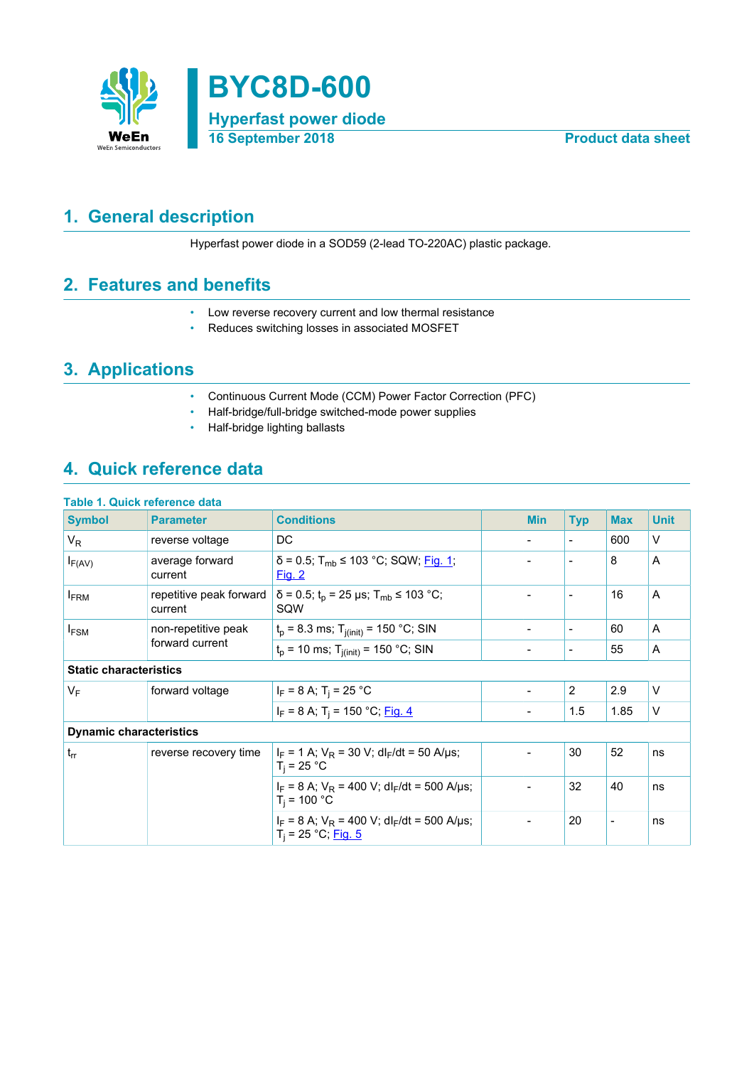# BYC8D-600

## Hyperfast power diode

16 September 2018 — Product data sheet

## 1. General description

Hyperfast power diode in a SOD59 (2-lead TO-220AC) plastic package.

## 2. Features and benefits

- Low reverse recovery current and low thermal resistance
- Reduces switching losses in associated MOSFET

## 3. Applications

- Continuous Current Mode (CCM) Power Factor Correction (PFC)
- Half-bridge/full-bridge switched-mode power supplies
- Half-bridge lighting ballasts

## 4. Quick reference data

**Table 1. Quick reference data**

| Symbol | Parameter | Conditions | Min | Typ | Max | Unit |
|---|---|---|---|---|---|---|
| $V_R$ | reverse voltage | DC | - | - | 600 | V |
| $I_{F(AV)}$ | average forward current | $\delta = 0.5$; $T_{mb} \leq 103$ °C; SQW; Fig. 1; Fig. 2 | - | - | 8 | A |
| $I_{FRM}$ | repetitive peak forward current | $\delta = 0.5$; $t_p = 25$ µs; $T_{mb} \leq 103$ °C; SQW | - | - | 16 | A |
| $I_{FSM}$ | non-repetitive peak forward current | $t_p = 8.3$ ms; $T_{j(init)} = 150$ °C; SIN | - | - | 60 | A |
| | | $t_p = 10$ ms; $T_{j(init)} = 150$ °C; SIN | - | - | 55 | A |
| **Static characteristics** | | | | | | |
| $V_F$ | forward voltage | $I_F = 8$ A; $T_j = 25$ °C | - | 2 | 2.9 | V |
| | | $I_F = 8$ A; $T_j = 150$ °C; Fig. 4 | - | 1.5 | 1.85 | V |
| **Dynamic characteristics** | | | | | | |
| $t_{rr}$ | reverse recovery time | $I_F = 1$ A; $V_R = 30$ V; $dI_F/dt = 50$ A/µs; $T_j = 25$ °C | - | 30 | 52 | ns |
| | | $I_F = 8$ A; $V_R = 400$ V; $dI_F/dt = 500$ A/µs; $T_j = 100$ °C | - | 32 | 40 | ns |
| | | $I_F = 8$ A; $V_R = 400$ V; $dI_F/dt = 500$ A/µs; $T_j = 25$ °C; Fig. 5 | - | 20 | - | ns |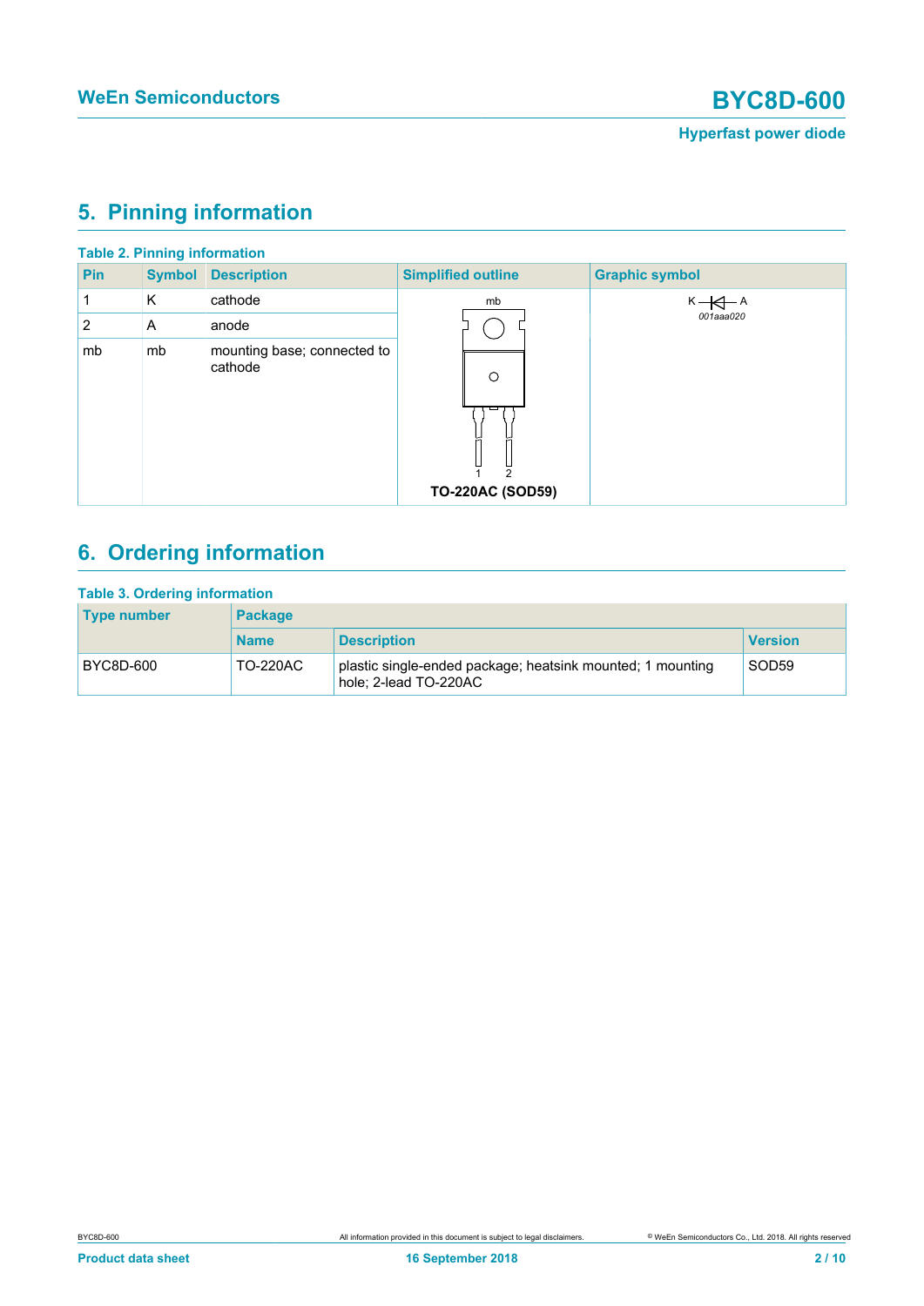## 5. Pinning information

**Table 2. Pinning information**

| Pin | Symbol | Description | Simplified outline | Graphic symbol |
|---|---|---|---|---|
| 1 | K | cathode | mb<br>1 2<br>**TO-220AC (SOD59)** | K A<br>*001aaa020* |
| 2 | A | anode | | |
| mb | mb | mounting base; connected to cathode | | |

## 6. Ordering information

**Table 3. Ordering information**

| Type number | Package | | |
|---|---|---|---|
| | Name | Description | Version |
| BYC8D-600 | TO-220AC | plastic single-ended package; heatsink mounted; 1 mounting hole; 2-lead TO-220AC | SOD59 |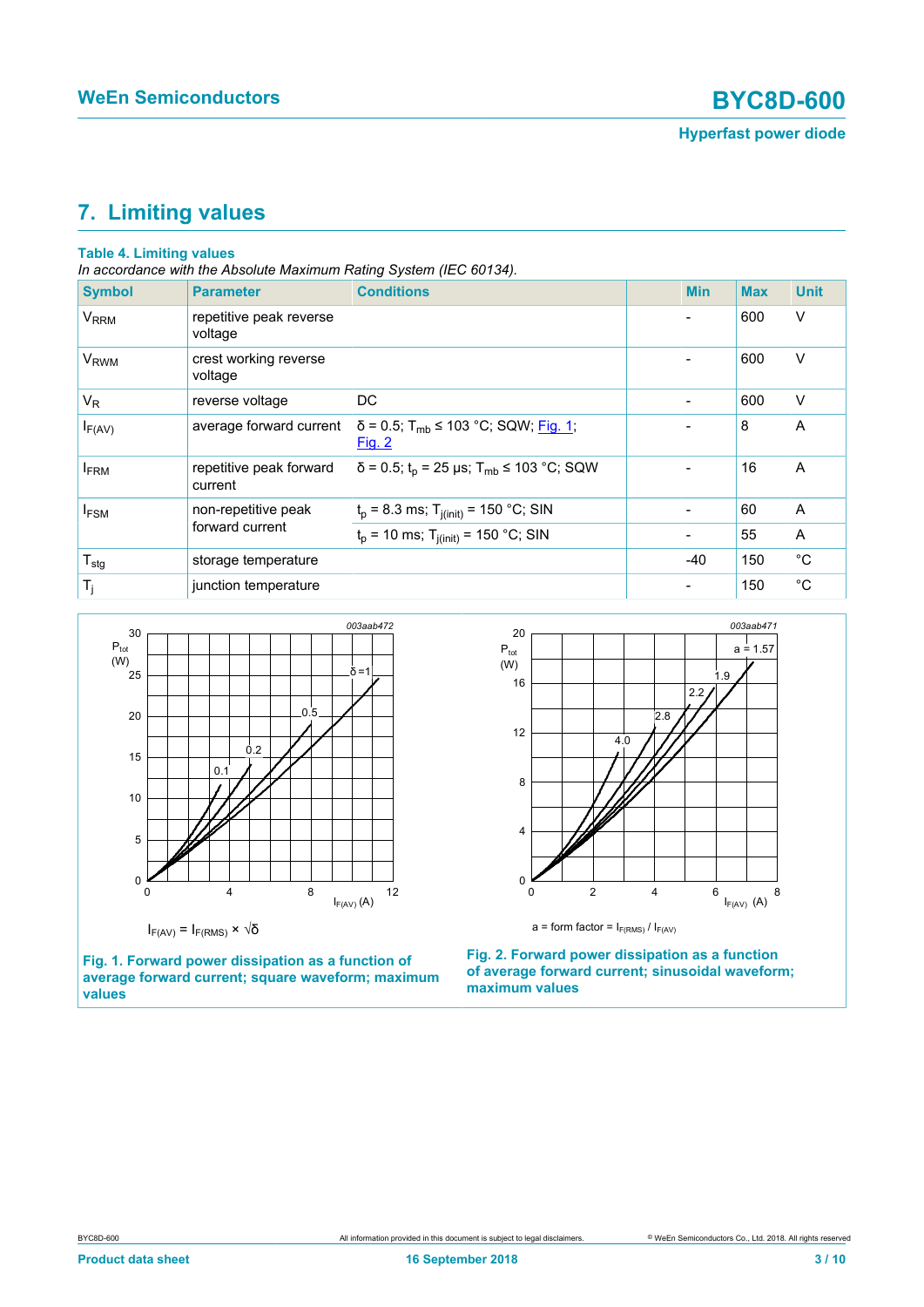## 7. Limiting values

**Table 4. Limiting values**

*In accordance with the Absolute Maximum Rating System (IEC 60134).*

| Symbol | Parameter | Conditions | Min | Max | Unit |
|---|---|---|---|---|---|
| $V_{RRM}$ | repetitive peak reverse voltage | | - | 600 | V |
| $V_{RWM}$ | crest working reverse voltage | | - | 600 | V |
| $V_R$ | reverse voltage | DC | - | 600 | V |
| $I_{F(AV)}$ | average forward current | $\delta$ = 0.5; $T_{mb}$ ≤ 103 °C; SQW; Fig. 1; Fig. 2 | - | 8 | A |
| $I_{FRM}$ | repetitive peak forward current | $\delta$ = 0.5; $t_p$ = 25 µs; $T_{mb}$ ≤ 103 °C; SQW | - | 16 | A |
| $I_{FSM}$ | non-repetitive peak forward current | $t_p$ = 8.3 ms; $T_{j(init)}$ = 150 °C; SIN | - | 60 | A |
| | | $t_p$ = 10 ms; $T_{j(init)}$ = 150 °C; SIN | - | 55 | A |
| $T_{stg}$ | storage temperature | | -40 | 150 | °C |
| $T_j$ | junction temperature | | - | 150 | °C |

$I_{F(AV)} = I_{F(RMS)} \times \sqrt{\delta}$

**Fig. 1. Forward power dissipation as a function of average forward current; square waveform; maximum values**

a = form factor = $I_{F(RMS)} / I_{F(AV)}$

**Fig. 2. Forward power dissipation as a function of average forward current; sinusoidal waveform; maximum values**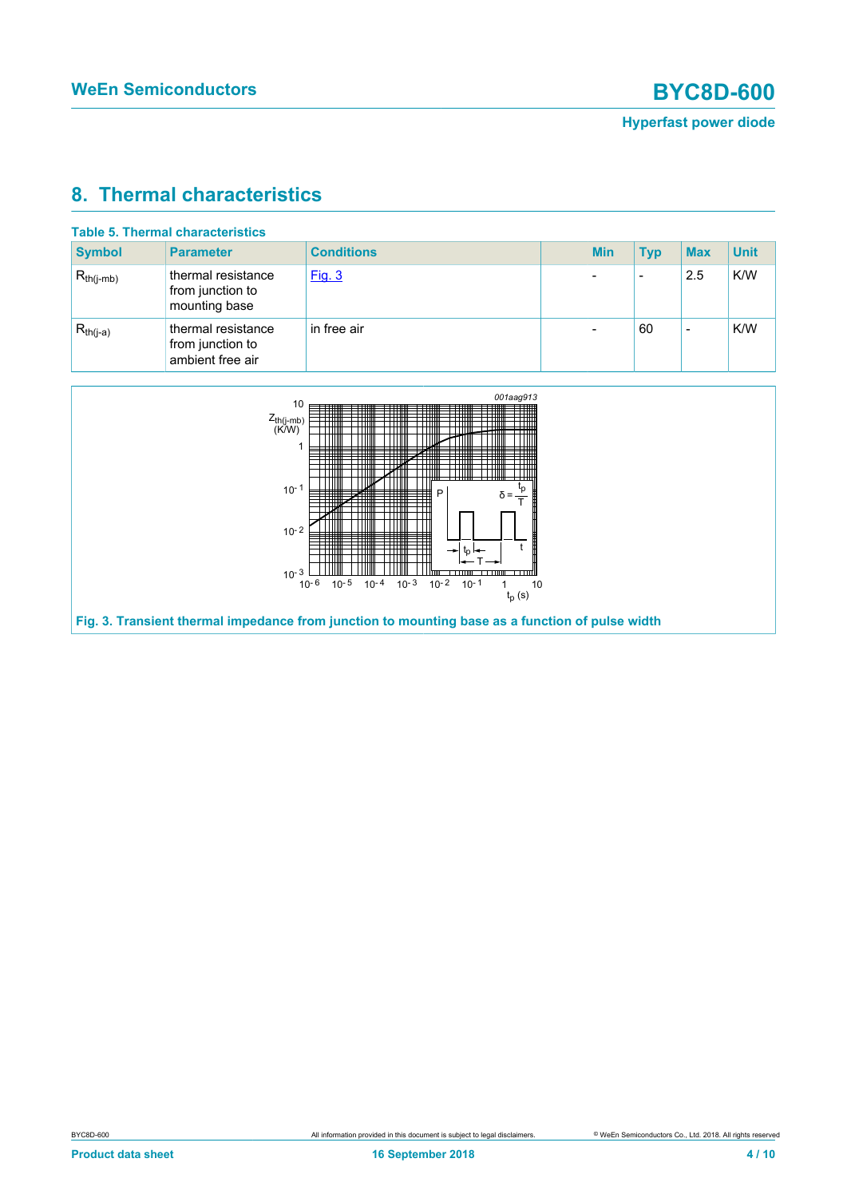## 8. Thermal characteristics

**Table 5. Thermal characteristics**

| Symbol | Parameter | Conditions | Min | Typ | Max | Unit |
|---|---|---|---|---|---|---|
| $R_{th(j-mb)}$ | thermal resistance from junction to mounting base | Fig. 3 | - | - | 2.5 | K/W |
| $R_{th(j-a)}$ | thermal resistance from junction to ambient free air | in free air | - | 60 | - | K/W |

Fig. 3. Transient thermal impedance from junction to mounting base as a function of pulse width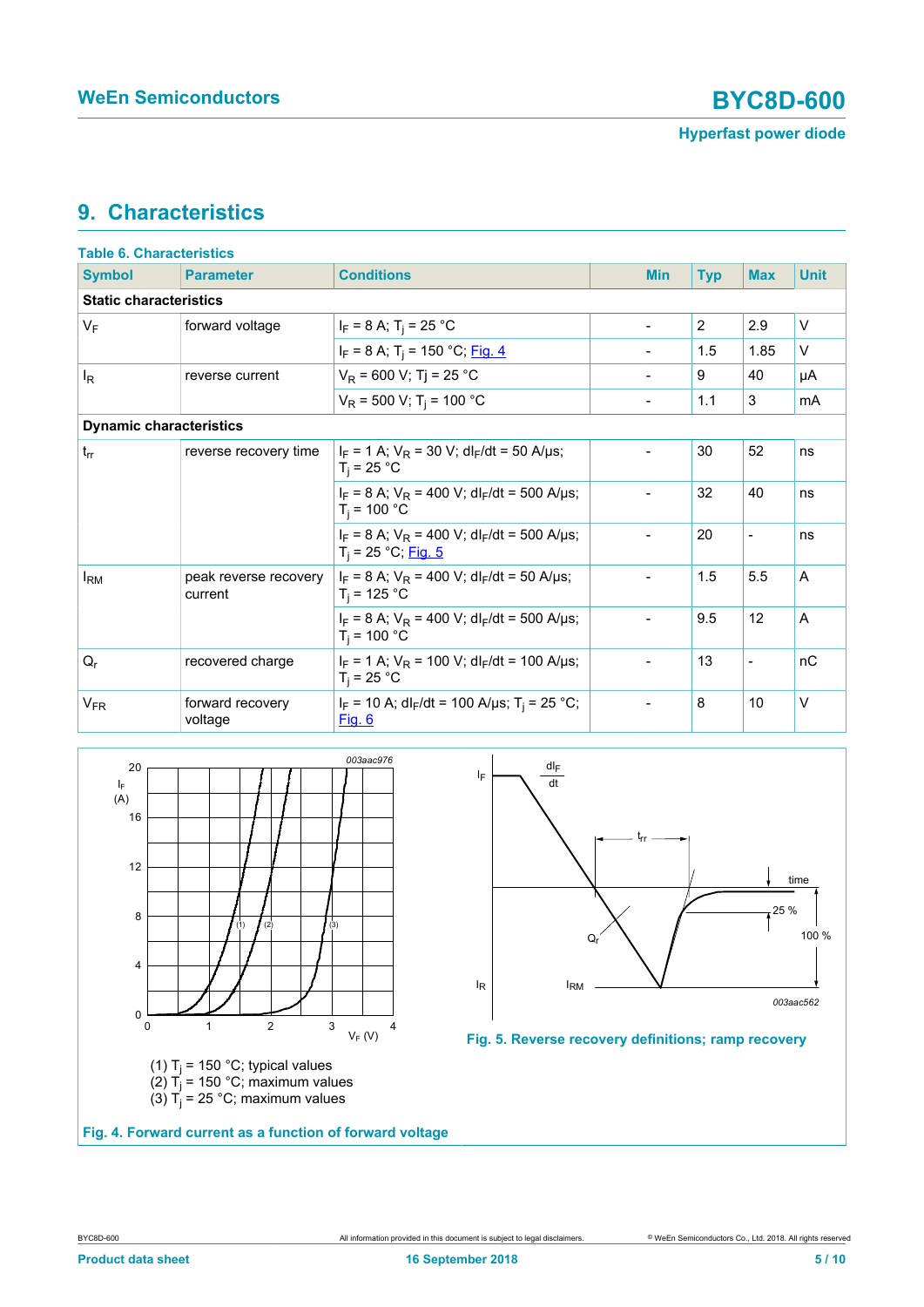## 9. Characteristics

**Table 6. Characteristics**

| Symbol | Parameter | Conditions | Min | Typ | Max | Unit |
|---|---|---|---|---|---|---|
| **Static characteristics** | | | | | | |
| $V_F$ | forward voltage | $I_F$ = 8 A; $T_j$ = 25 °C | - | 2 | 2.9 | V |
| | | $I_F$ = 8 A; $T_j$ = 150 °C; Fig. 4 | - | 1.5 | 1.85 | V |
| $I_R$ | reverse current | $V_R$ = 600 V; Tj = 25 °C | - | 9 | 40 | µA |
| | | $V_R$ = 500 V; $T_j$ = 100 °C | - | 1.1 | 3 | mA |
| **Dynamic characteristics** | | | | | | |
| $t_{rr}$ | reverse recovery time | $I_F$ = 1 A; $V_R$ = 30 V; $dI_F/dt$ = 50 A/µs; $T_j$ = 25 °C | - | 30 | 52 | ns |
| | | $I_F$ = 8 A; $V_R$ = 400 V; $dI_F/dt$ = 500 A/µs; $T_j$ = 100 °C | - | 32 | 40 | ns |
| | | $I_F$ = 8 A; $V_R$ = 400 V; $dI_F/dt$ = 500 A/µs; $T_j$ = 25 °C; Fig. 5 | - | 20 | - | ns |
| $I_{RM}$ | peak reverse recovery current | $I_F$ = 8 A; $V_R$ = 400 V; $dI_F/dt$ = 50 A/µs; $T_j$ = 125 °C | - | 1.5 | 5.5 | A |
| | | $I_F$ = 8 A; $V_R$ = 400 V; $dI_F/dt$ = 500 A/µs; $T_j$ = 100 °C | - | 9.5 | 12 | A |
| $Q_r$ | recovered charge | $I_F$ = 1 A; $V_R$ = 100 V; $dI_F/dt$ = 100 A/µs; $T_j$ = 25 °C | - | 13 | - | nC |
| $V_{FR}$ | forward recovery voltage | $I_F$ = 10 A; $dI_F/dt$ = 100 A/µs; $T_j$ = 25 °C; Fig. 6 | - | 8 | 10 | V |

(1) $T_j$ = 150 °C; typical values
(2) $T_j$ = 150 °C; maximum values
(3) $T_j$ = 25 °C; maximum values

**Fig. 4. Forward current as a function of forward voltage**

**Fig. 5. Reverse recovery definitions; ramp recovery**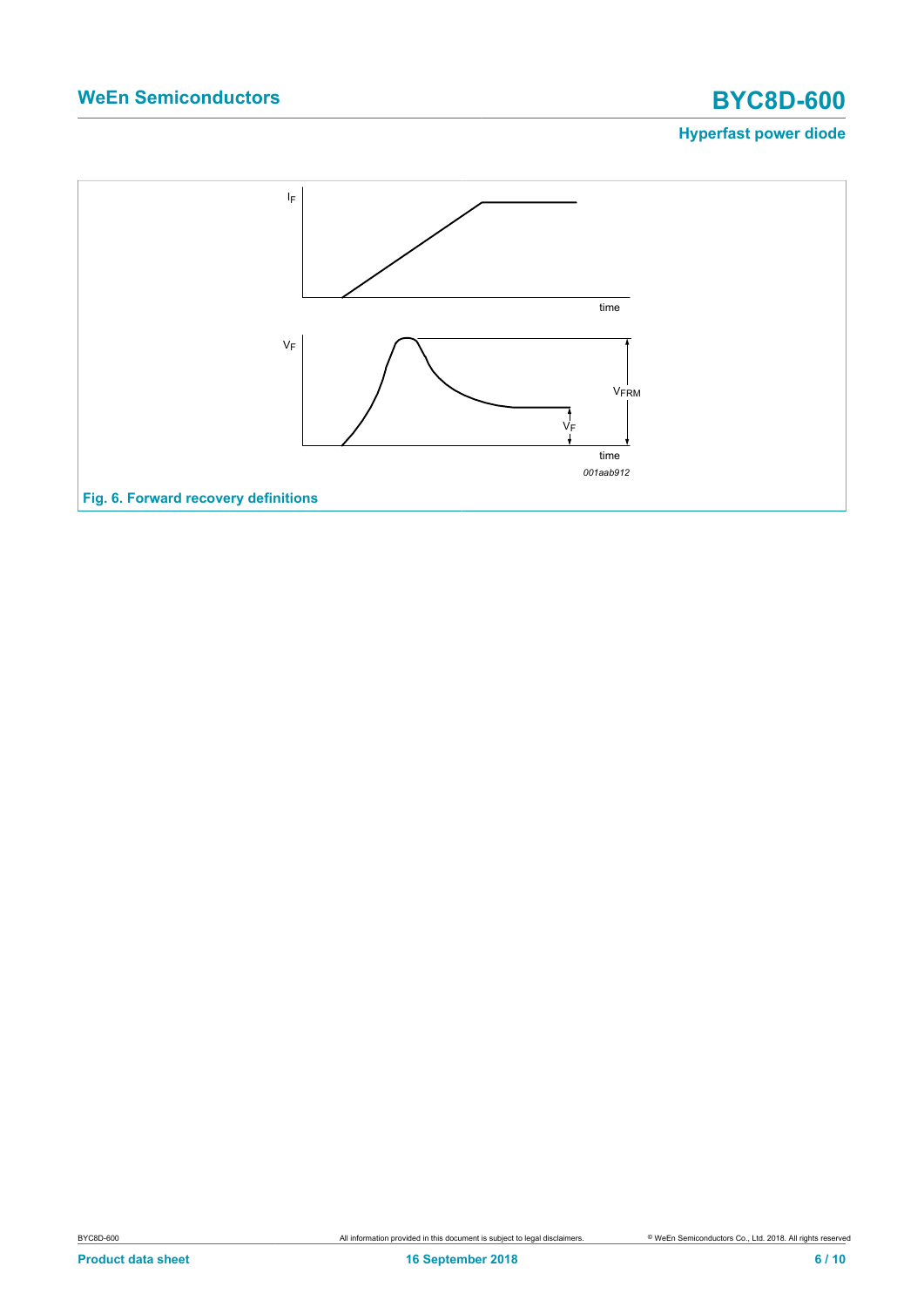Fig. 6. Forward recovery definitions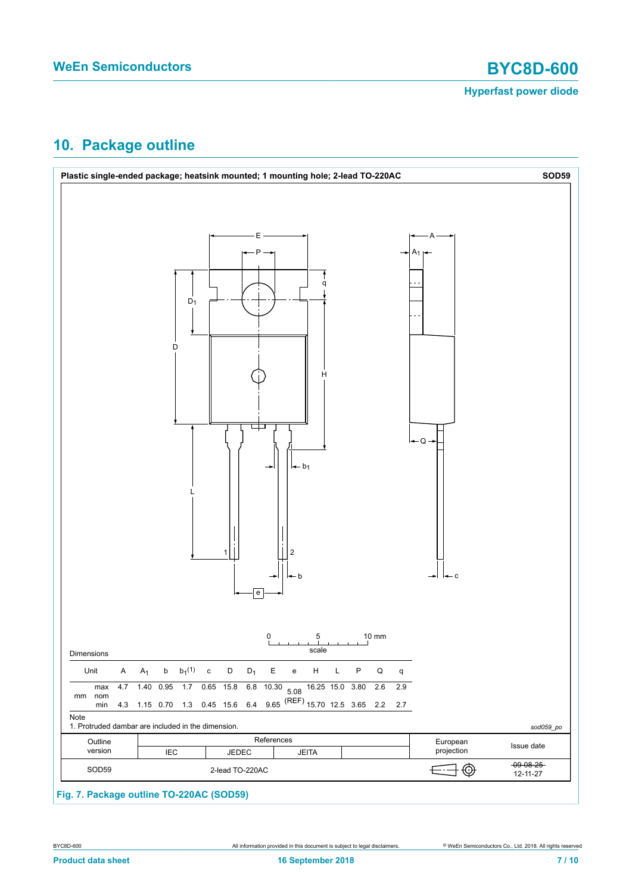## 10. Package outline

**Plastic single-ended package; heatsink mounted; 1 mounting hole; 2-lead TO-220AC** **SOD59**

Dimensions

| Unit | | A | $A_1$ | b | $b_1$[1] | c | D | $D_1$ | E | e | H | L | P | Q | q |
|---|---|---|---|---|---|---|---|---|---|---|---|---|---|---|---|
| mm | max | 4.7 | 1.40 | 0.95 | 1.7 | 0.65 | 15.8 | 6.8 | 10.30 | 5.08 (REF) | 16.25 | 15.0 | 3.80 | 2.6 | 2.9 |
| | nom | | | | | | | | | | | | | | |
| | min | 4.3 | 1.15 | 0.70 | 1.3 | 0.45 | 15.6 | 6.4 | 9.65 | | 15.70 | 12.5 | 3.65 | 2.2 | 2.7 |

Note

1. Protruded dambar are included in the dimension.

sod059_po

| Outline version | References IEC | JEDEC | JEITA | | European projection | Issue date |
|---|---|---|---|---|---|---|
| SOD59 | | 2-lead TO-220AC | | | | ~~09-08-25~~ 12-11-27 |

**Fig. 7. Package outline TO-220AC (SOD59)**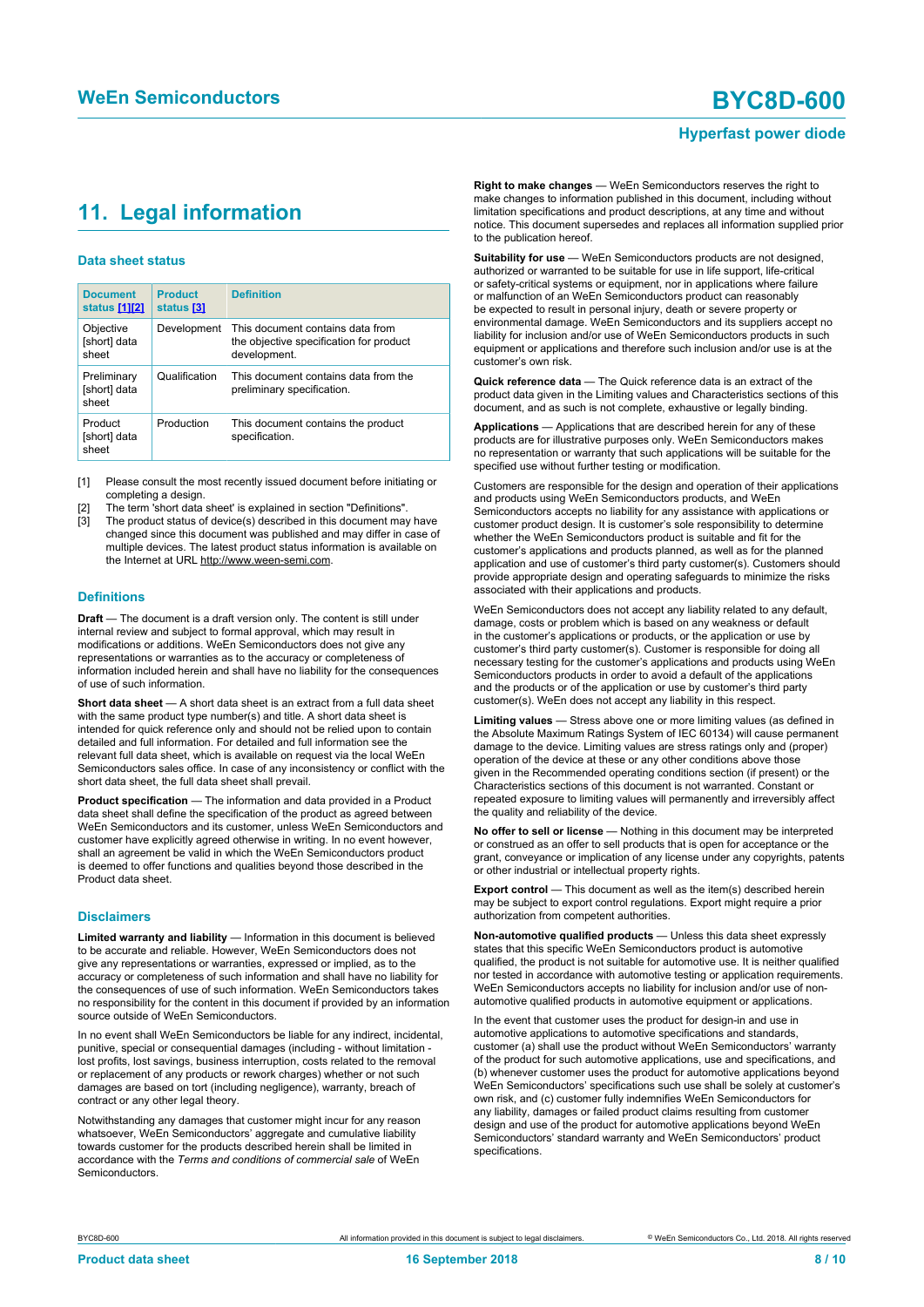# 11. Legal information

### Data sheet status

| Document status [1][2] | Product status [3] | Definition |
|---|---|---|
| Objective [short] data sheet | Development | This document contains data from the objective specification for product development. |
| Preliminary [short] data sheet | Qualification | This document contains data from the preliminary specification. |
| Product [short] data sheet | Production | This document contains the product specification. |

[1] Please consult the most recently issued document before initiating or completing a design.
[2] The term 'short data sheet' is explained in section "Definitions".
[3] The product status of device(s) described in this document may have changed since this document was published and may differ in case of multiple devices. The latest product status information is available on the Internet at URL http://www.ween-semi.com.

### Definitions

**Draft** — The document is a draft version only. The content is still under internal review and subject to formal approval, which may result in modifications or additions. WeEn Semiconductors does not give any representations or warranties as to the accuracy or completeness of information included herein and shall have no liability for the consequences of use of such information.

**Short data sheet** — A short data sheet is an extract from a full data sheet with the same product type number(s) and title. A short data sheet is intended for quick reference only and should not be relied upon to contain detailed and full information. For detailed and full information see the relevant full data sheet, which is available on request via the local WeEn Semiconductors sales office. In case of any inconsistency or conflict with the short data sheet, the full data sheet shall prevail.

**Product specification** — The information and data provided in a Product data sheet shall define the specification of the product as agreed between WeEn Semiconductors and its customer, unless WeEn Semiconductors and customer have explicitly agreed otherwise in writing. In no event however, shall an agreement be valid in which the WeEn Semiconductors product is deemed to offer functions and qualities beyond those described in the Product data sheet.

### Disclaimers

**Limited warranty and liability** — Information in this document is believed to be accurate and reliable. However, WeEn Semiconductors does not give any representations or warranties, expressed or implied, as to the accuracy or completeness of such information and shall have no liability for the consequences of use of such information. WeEn Semiconductors takes no responsibility for the content in this document if provided by an information source outside of WeEn Semiconductors.

In no event shall WeEn Semiconductors be liable for any indirect, incidental, punitive, special or consequential damages (including - without limitation - lost profits, lost savings, business interruption, costs related to the removal or replacement of any products or rework charges) whether or not such damages are based on tort (including negligence), warranty, breach of contract or any other legal theory.

Notwithstanding any damages that customer might incur for any reason whatsoever, WeEn Semiconductors' aggregate and cumulative liability towards customer for the products described herein shall be limited in accordance with the *Terms and conditions of commercial sale* of WeEn Semiconductors.

**Right to make changes** — WeEn Semiconductors reserves the right to make changes to information published in this document, including without limitation specifications and product descriptions, at any time and without notice. This document supersedes and replaces all information supplied prior to the publication hereof.

**Suitability for use** — WeEn Semiconductors products are not designed, authorized or warranted to be suitable for use in life support, life-critical or safety-critical systems or equipment, nor in applications where failure or malfunction of an WeEn Semiconductors product can reasonably be expected to result in personal injury, death or severe property or environmental damage. WeEn Semiconductors and its suppliers accept no liability for inclusion and/or use of WeEn Semiconductors products in such equipment or applications and therefore such inclusion and/or use is at the customer's own risk.

**Quick reference data** — The Quick reference data is an extract of the product data given in the Limiting values and Characteristics sections of this document, and as such is not complete, exhaustive or legally binding.

**Applications** — Applications that are described herein for any of these products are for illustrative purposes only. WeEn Semiconductors makes no representation or warranty that such applications will be suitable for the specified use without further testing or modification.

Customers are responsible for the design and operation of their applications and products using WeEn Semiconductors products, and WeEn Semiconductors accepts no liability for any assistance with applications or customer product design. It is customer's sole responsibility to determine whether the WeEn Semiconductors product is suitable and fit for the customer's applications and products planned, as well as for the planned application and use of customer's third party customer(s). Customers should provide appropriate design and operating safeguards to minimize the risks associated with their applications and products.

WeEn Semiconductors does not accept any liability related to any default, damage, costs or problem which is based on any weakness or default in the customer's applications or products, or the application or use by customer's third party customer(s). Customer is responsible for doing all necessary testing for the customer's applications and products using WeEn Semiconductors products in order to avoid a default of the applications and the products or of the application or use by customer's third party customer(s). WeEn does not accept any liability in this respect.

**Limiting values** — Stress above one or more limiting values (as defined in the Absolute Maximum Ratings System of IEC 60134) will cause permanent damage to the device. Limiting values are stress ratings only and (proper) operation of the device at these or any other conditions above those given in the Recommended operating conditions section (if present) or the Characteristics sections of this document is not warranted. Constant or repeated exposure to limiting values will permanently and irreversibly affect the quality and reliability of the device.

**No offer to sell or license** — Nothing in this document may be interpreted or construed as an offer to sell products that is open for acceptance or the grant, conveyance or implication of any license under any copyrights, patents or other industrial or intellectual property rights.

**Export control** — This document as well as the item(s) described herein may be subject to export control regulations. Export might require a prior authorization from competent authorities.

**Non-automotive qualified products** — Unless this data sheet expressly states that this specific WeEn Semiconductors product is automotive qualified, the product is not suitable for automotive use. It is neither qualified nor tested in accordance with automotive testing or application requirements. WeEn Semiconductors accepts no liability for inclusion and/or use of non-automotive qualified products in automotive equipment or applications.

In the event that customer uses the product for design-in and use in automotive applications to automotive specifications and standards, customer (a) shall use the product without WeEn Semiconductors' warranty of the product for such automotive applications, use and specifications, and (b) whenever customer uses the product for automotive applications beyond WeEn Semiconductors' specifications such use shall be solely at customer's own risk, and (c) customer fully indemnifies WeEn Semiconductors for any liability, damages or failed product claims resulting from customer design and use of the product for automotive applications beyond WeEn Semiconductors' standard warranty and WeEn Semiconductors' product specifications.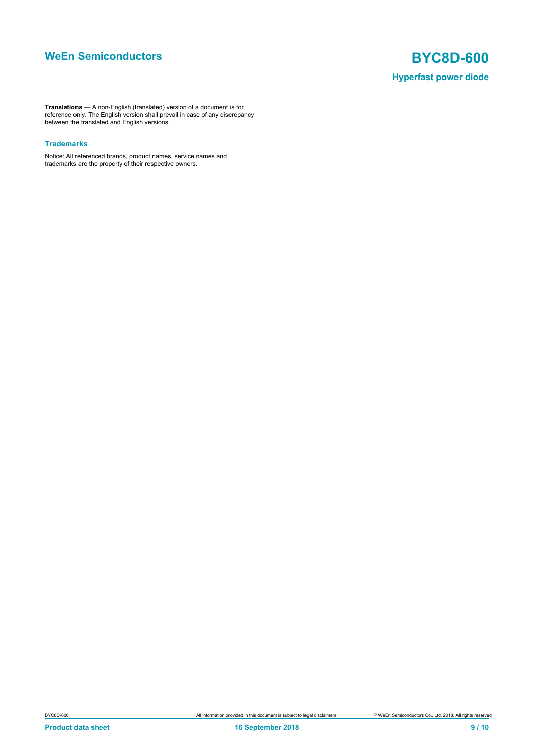**Translations** — A non-English (translated) version of a document is for reference only. The English version shall prevail in case of any discrepancy between the translated and English versions.

### Trademarks

Notice: All referenced brands, product names, service names and trademarks are the property of their respective owners.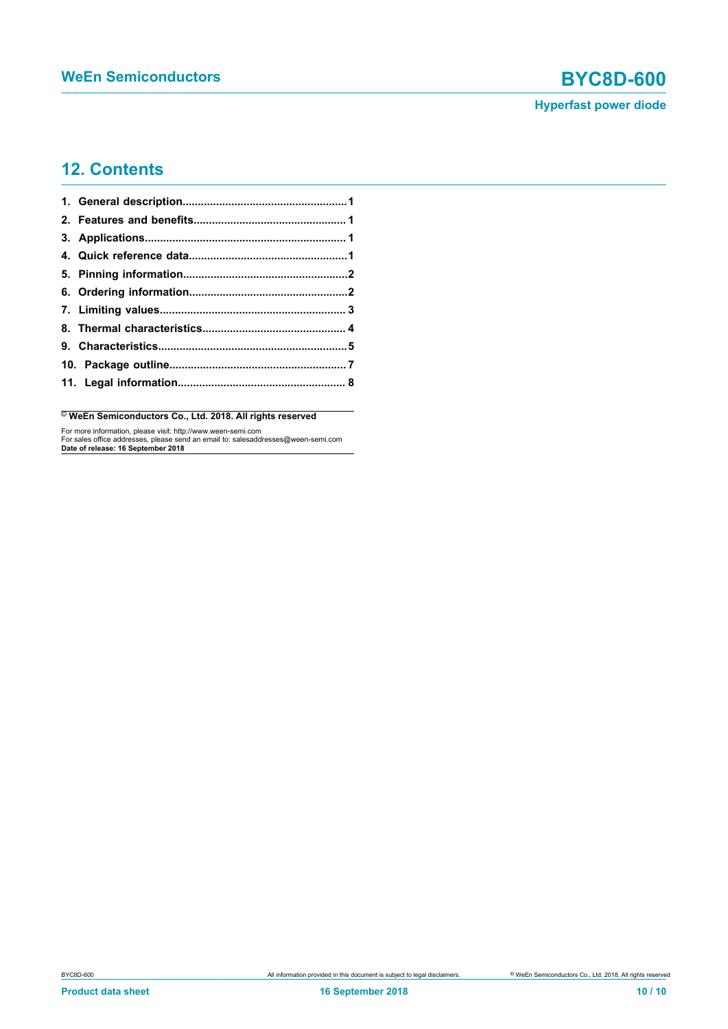## 12. Contents

**1. General description.....................................................1**
**2. Features and benefits................................................. 1**
**3. Applications................................................................. 1**
**4. Quick reference data...................................................1**
**5. Pinning information.....................................................2**
**6. Ordering information...................................................2**
**7. Limiting values............................................................ 3**
**8. Thermal characteristics.............................................. 4**
**9. Characteristics.............................................................5**
**10. Package outline.........................................................7**
**11. Legal information...................................................... 8**

**© WeEn Semiconductors Co., Ltd. 2018. All rights reserved**

For more information, please visit: http://www.ween-semi.com
For sales office addresses, please send an email to: salesaddresses@ween-semi.com
**Date of release: 16 September 2018**